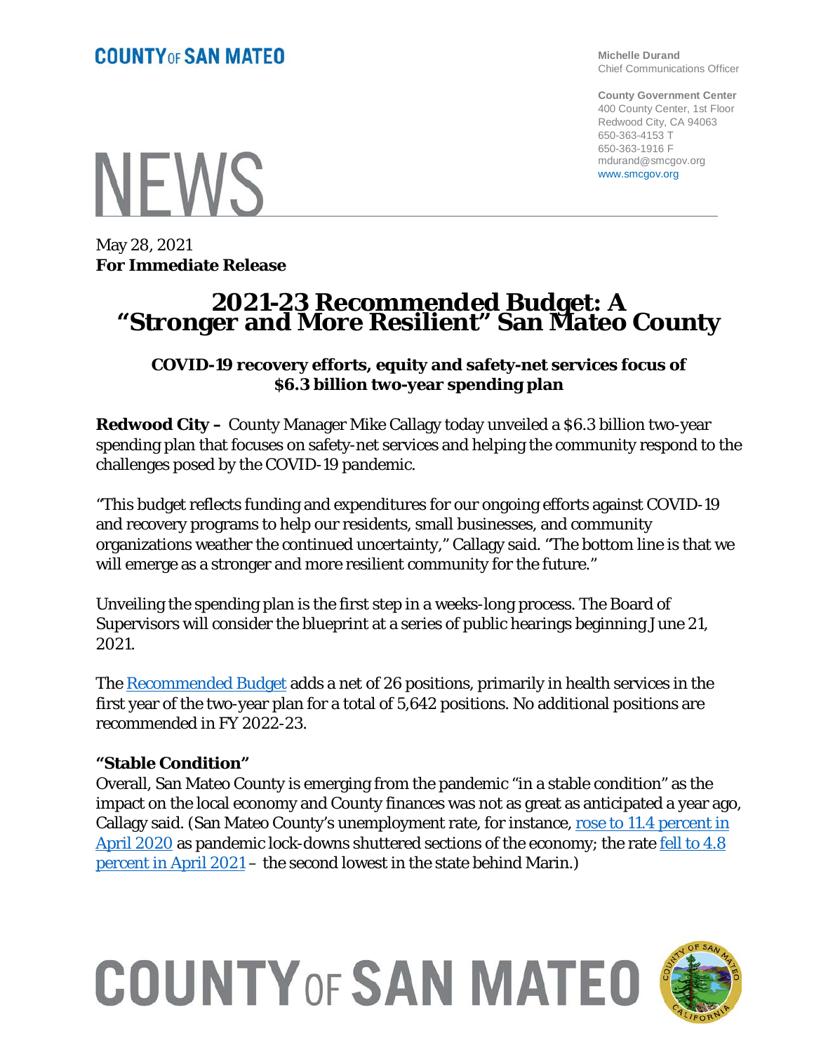**COUNTY OF SAN MATEO**

Michelle Durand
Chief Communications Officer

County Government Center
400 County Center, 1st Floor
Redwood City, CA 94063
650-363-4153 T
650-363-1916 F
mdurand@smcgov.org
www.smcgov.org

NEWS

May 28, 2021
**For Immediate Release**

# 2021-23 Recommended Budget: A "Stronger and More Resilient" San Mateo County

### COVID-19 recovery efforts, equity and safety-net services focus of $6.3 billion two-year spending plan

**Redwood City –** County Manager Mike Callagy today unveiled a $6.3 billion two-year spending plan that focuses on safety-net services and helping the community respond to the challenges posed by the COVID-19 pandemic.

"This budget reflects funding and expenditures for our ongoing efforts against COVID-19 and recovery programs to help our residents, small businesses, and community organizations weather the continued uncertainty," Callagy said. "The bottom line is that we will emerge as a stronger and more resilient community for the future."

Unveiling the spending plan is the first step in a weeks-long process. The Board of Supervisors will consider the blueprint at a series of public hearings beginning June 21, 2021.

The Recommended Budget adds a net of 26 positions, primarily in health services in the first year of the two-year plan for a total of 5,642 positions. No additional positions are recommended in FY 2022-23.

**"Stable Condition"**

Overall, San Mateo County is emerging from the pandemic "in a stable condition" as the impact on the local economy and County finances was not as great as anticipated a year ago, Callagy said. (San Mateo County's unemployment rate, for instance, rose to 11.4 percent in April 2020 as pandemic lock-downs shuttered sections of the economy; the rate fell to 4.8 percent in April 2021 – the second lowest in the state behind Marin.)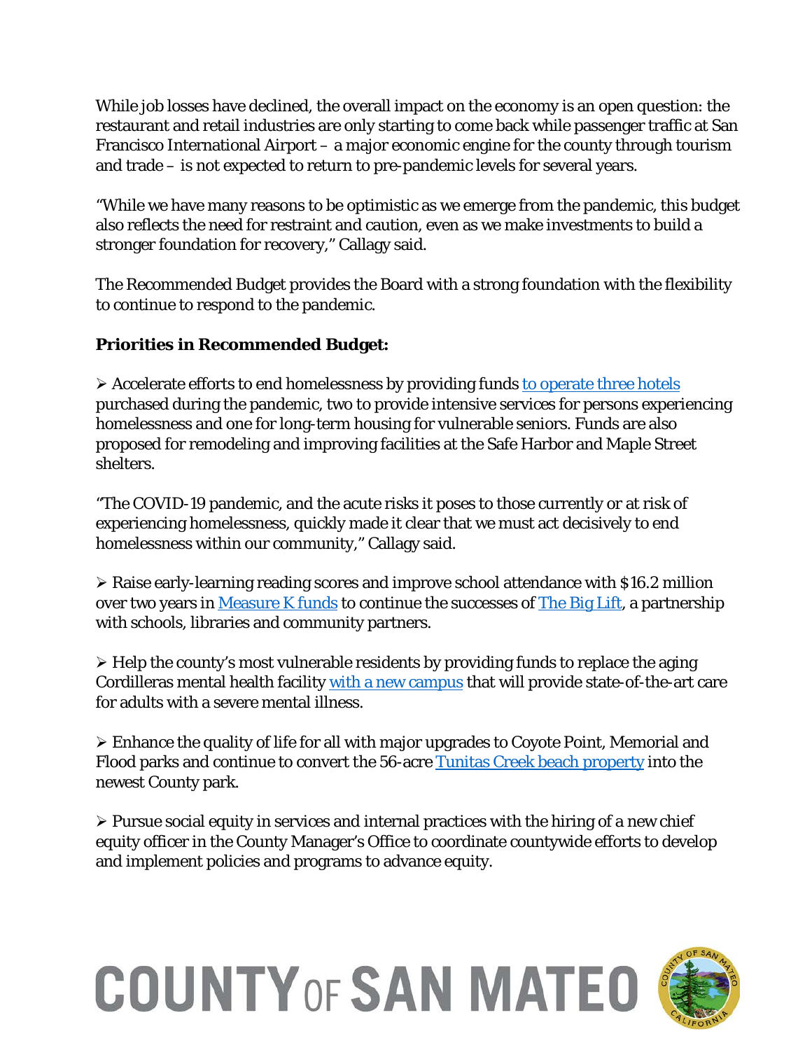While job losses have declined, the overall impact on the economy is an open question: the restaurant and retail industries are only starting to come back while passenger traffic at San Francisco International Airport – a major economic engine for the county through tourism and trade – is not expected to return to pre-pandemic levels for several years.

"While we have many reasons to be optimistic as we emerge from the pandemic, this budget also reflects the need for restraint and caution, even as we make investments to build a stronger foundation for recovery," Callagy said.

The Recommended Budget provides the Board with a strong foundation with the flexibility to continue to respond to the pandemic.

**Priorities in Recommended Budget:**

- Accelerate efforts to end homelessness by providing funds to operate three hotels purchased during the pandemic, two to provide intensive services for persons experiencing homelessness and one for long-term housing for vulnerable seniors. Funds are also proposed for remodeling and improving facilities at the Safe Harbor and Maple Street shelters.

"The COVID-19 pandemic, and the acute risks it poses to those currently or at risk of experiencing homelessness, quickly made it clear that we must act decisively to end homelessness within our community," Callagy said.

- Raise early-learning reading scores and improve school attendance with $16.2 million over two years in Measure K funds to continue the successes of The Big Lift, a partnership with schools, libraries and community partners.

- Help the county's most vulnerable residents by providing funds to replace the aging Cordilleras mental health facility with a new campus that will provide state-of-the-art care for adults with a severe mental illness.

- Enhance the quality of life for all with major upgrades to Coyote Point, Memorial and Flood parks and continue to convert the 56-acre Tunitas Creek beach property into the newest County park.

- Pursue social equity in services and internal practices with the hiring of a new chief equity officer in the County Manager's Office to coordinate countywide efforts to develop and implement policies and programs to advance equity.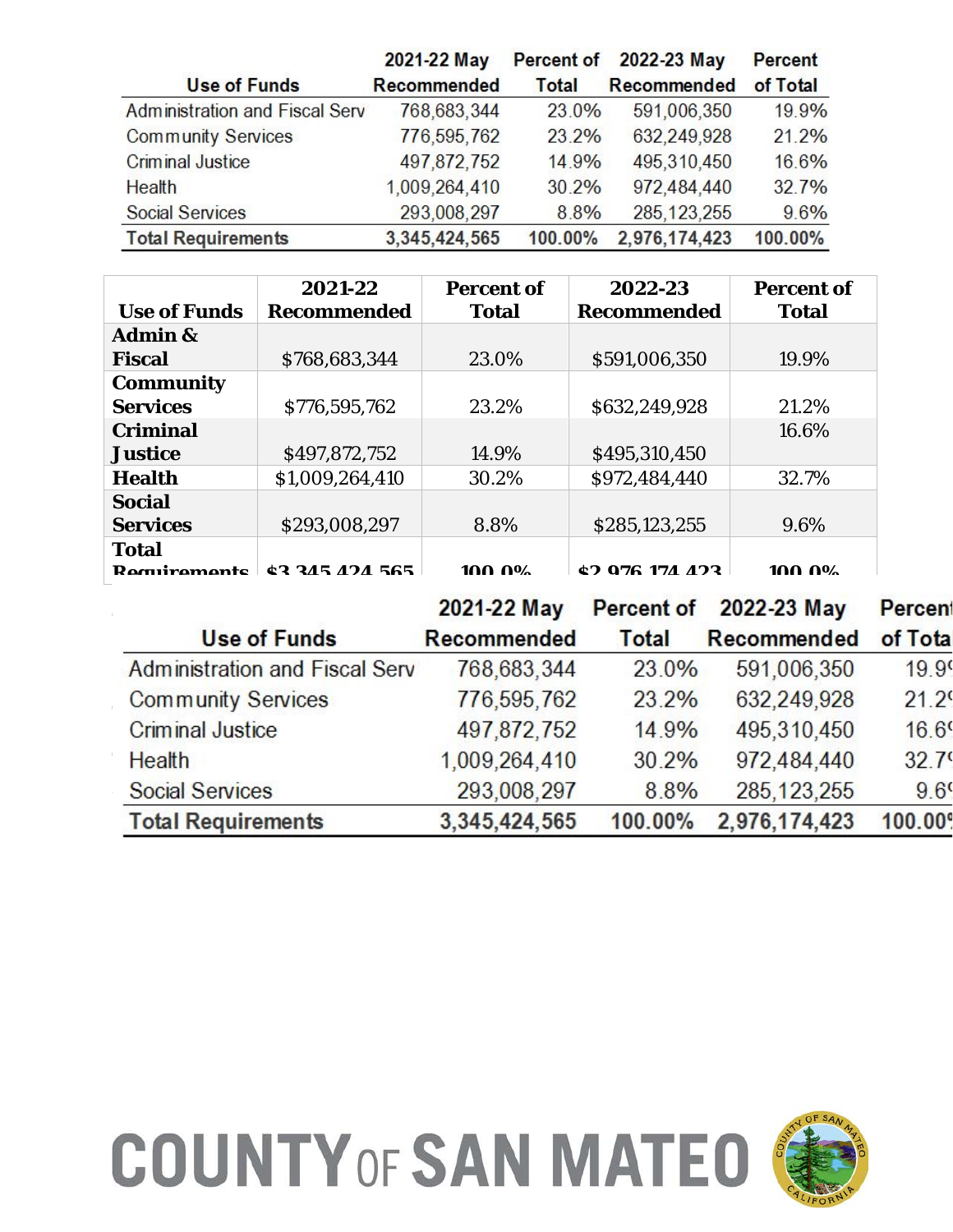| Use of Funds | 2021-22 May Recommended | Percent of Total | 2022-23 May Recommended | Percent of Total |
|---|---|---|---|---|
| Administration and Fiscal Serv | 768,683,344 | 23.0% | 591,006,350 | 19.9% |
| Community Services | 776,595,762 | 23.2% | 632,249,928 | 21.2% |
| Criminal Justice | 497,872,752 | 14.9% | 495,310,450 | 16.6% |
| Health | 1,009,264,410 | 30.2% | 972,484,440 | 32.7% |
| Social Services | 293,008,297 | 8.8% | 285,123,255 | 9.6% |
| **Total Requirements** | **3,345,424,565** | **100.00%** | **2,976,174,423** | **100.00%** |

| Use of Funds | 2021-22 Recommended | Percent of Total | 2022-23 Recommended | Percent of Total |
|---|---|---|---|---|
| **Admin & Fiscal** | $768,683,344 | 23.0% | $591,006,350 | 19.9% |
| **Community Services** | $776,595,762 | 23.2% | $632,249,928 | 21.2% |
| **Criminal Justice** | $497,872,752 | 14.9% | $495,310,450 | 16.6% |
| **Health** | $1,009,264,410 | 30.2% | $972,484,440 | 32.7% |
| **Social Services** | $293,008,297 | 8.8% | $285,123,255 | 9.6% |
| **Total Requirements** | **$3,345,424,565** | **100.0%** | **$2,976,174,423** | **100.0%** |

| Use of Funds | 2021-22 May Recommended | Percent of Total | 2022-23 May Recommended | Percent of Total |
|---|---|---|---|---|
| Administration and Fiscal Serv | 768,683,344 | 23.0% | 591,006,350 | 19.9% |
| Community Services | 776,595,762 | 23.2% | 632,249,928 | 21.2% |
| Criminal Justice | 497,872,752 | 14.9% | 495,310,450 | 16.6% |
| Health | 1,009,264,410 | 30.2% | 972,484,440 | 32.7% |
| Social Services | 293,008,297 | 8.8% | 285,123,255 | 9.6% |
| **Total Requirements** | **3,345,424,565** | **100.00%** | **2,976,174,423** | **100.00%** |

COUNTY OF SAN MATEO